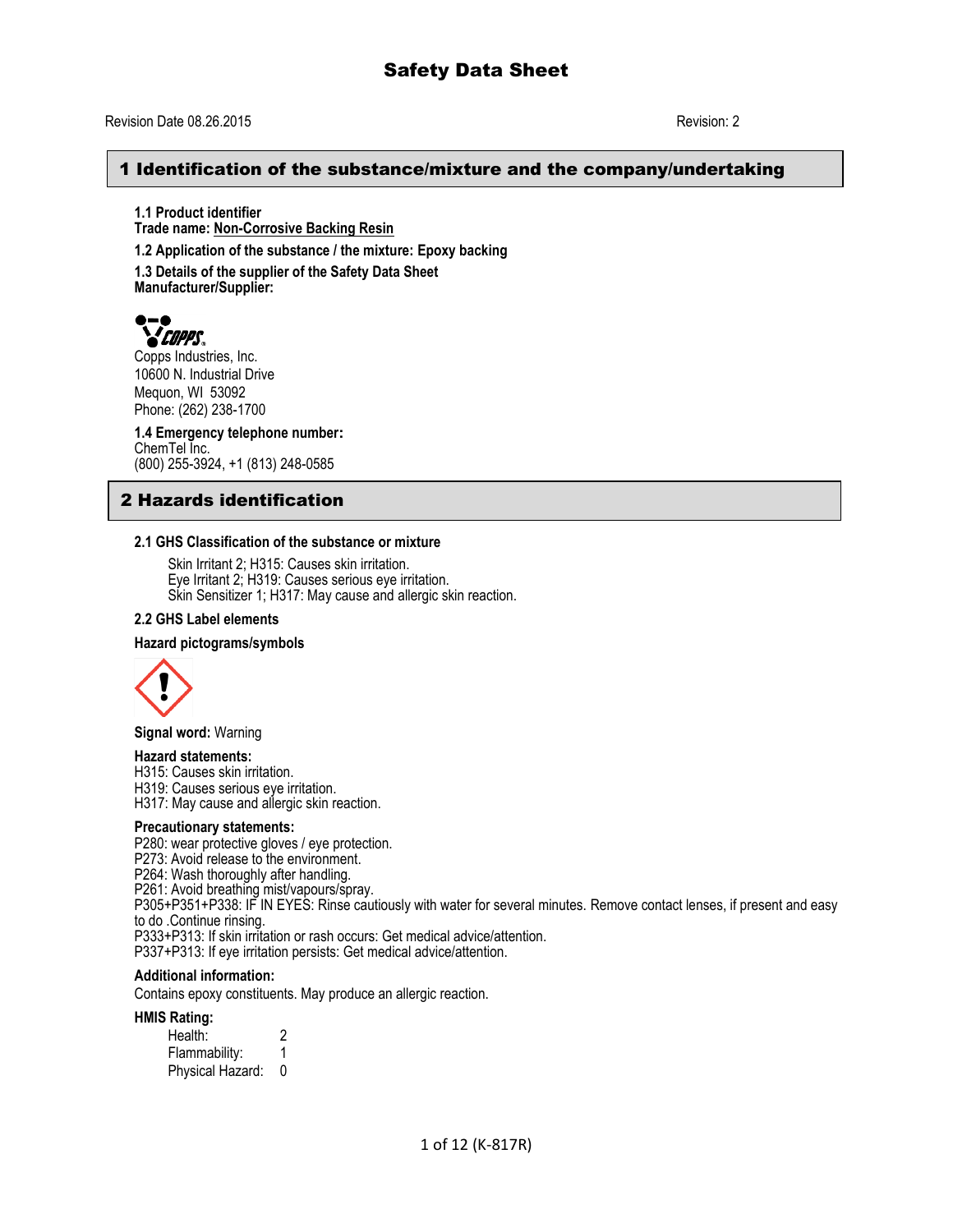# Safety Data Sheet

Revision Date 08.26.2015 Revision: 2

## 1 Identification of the substance/mixture and the company/undertaking

**1.1 Product identifier**
**Trade name: Non-Corrosive Backing Resin**

**1.2 Application of the substance / the mixture: Epoxy backing**

**1.3 Details of the supplier of the Safety Data Sheet**
**Manufacturer/Supplier:**

Copps Industries, Inc.
10600 N. Industrial Drive
Mequon, WI 53092
Phone: (262) 238-1700

**1.4 Emergency telephone number:**
ChemTel Inc.
(800) 255-3924, +1 (813) 248-0585

## 2 Hazards identification

**2.1 GHS Classification of the substance or mixture**

Skin Irritant 2; H315: Causes skin irritation.
Eye Irritant 2; H319: Causes serious eye irritation.
Skin Sensitizer 1; H317: May cause and allergic skin reaction.

**2.2 GHS Label elements**

**Hazard pictograms/symbols**

**Signal word:** Warning

**Hazard statements:**
H315: Causes skin irritation.
H319: Causes serious eye irritation.
H317: May cause and allergic skin reaction.

**Precautionary statements:**
P280: wear protective gloves / eye protection.
P273: Avoid release to the environment.
P264: Wash thoroughly after handling.
P261: Avoid breathing mist/vapours/spray.
P305+P351+P338: IF IN EYES: Rinse cautiously with water for several minutes. Remove contact lenses, if present and easy to do .Continue rinsing.
P333+P313: If skin irritation or rash occurs: Get medical advice/attention.
P337+P313: If eye irritation persists: Get medical advice/attention.

**Additional information:**
Contains epoxy constituents. May produce an allergic reaction.

**HMIS Rating:**

| | |
|---|---|
| Health: | 2 |
| Flammability: | 1 |
| Physical Hazard: | 0 |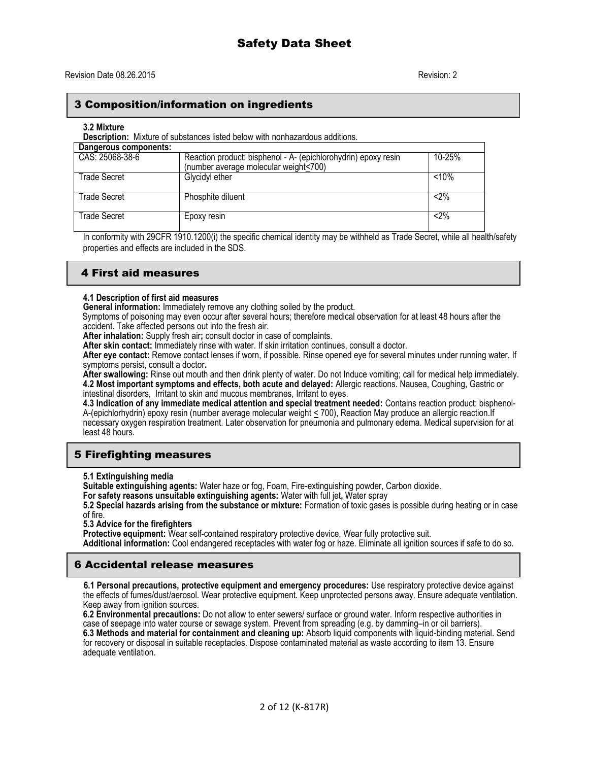# Safety Data Sheet

Revision Date 08.26.2015 Revision: 2

## 3 Composition/information on ingredients

**3.2 Mixture**

**Description:** Mixture of substances listed below with nonhazardous additions.

| Dangerous components: | | |
|---|---|---|
| CAS: 25068-38-6 | Reaction product: bisphenol - A- (epichlorohydrin) epoxy resin (number average molecular weight<700) | 10-25% |
| Trade Secret | Glycidyl ether | <10% |
| Trade Secret | Phosphite diluent | <2% |
| Trade Secret | Epoxy resin | <2% |

In conformity with 29CFR 1910.1200(i) the specific chemical identity may be withheld as Trade Secret, while all health/safety properties and effects are included in the SDS.

## 4 First aid measures

**4.1 Description of first aid measures**

**General information:** Immediately remove any clothing soiled by the product.

Symptoms of poisoning may even occur after several hours; therefore medical observation for at least 48 hours after the accident. Take affected persons out into the fresh air.

**After inhalation:** Supply fresh air**;** consult doctor in case of complaints.

**After skin contact:** Immediately rinse with water. If skin irritation continues, consult a doctor.

**After eye contact:** Remove contact lenses if worn, if possible. Rinse opened eye for several minutes under running water. If symptoms persist, consult a doctor**.**

**After swallowing:** Rinse out mouth and then drink plenty of water. Do not Induce vomiting; call for medical help immediately.

**4.2 Most important symptoms and effects, both acute and delayed:** Allergic reactions. Nausea, Coughing, Gastric or intestinal disorders, Irritant to skin and mucous membranes, Irritant to eyes.

**4.3 Indication of any immediate medical attention and special treatment needed:** Contains reaction product: bisphenol-A-(epichlorhydrin) epoxy resin (number average molecular weight ≤ 700), Reaction May produce an allergic reaction.If necessary oxygen respiration treatment. Later observation for pneumonia and pulmonary edema. Medical supervision for at least 48 hours.

## 5 Firefighting measures

**5.1 Extinguishing media**

**Suitable extinguishing agents:** Water haze or fog, Foam, Fire-extinguishing powder, Carbon dioxide.

**For safety reasons unsuitable extinguishing agents:** Water with full jet**,** Water spray

**5.2 Special hazards arising from the substance or mixture:** Formation of toxic gases is possible during heating or in case of fire.

**5.3 Advice for the firefighters**

**Protective equipment:** Wear self-contained respiratory protective device, Wear fully protective suit.

**Additional information:** Cool endangered receptacles with water fog or haze. Eliminate all ignition sources if safe to do so.

## 6 Accidental release measures

**6.1 Personal precautions, protective equipment and emergency procedures:** Use respiratory protective device against the effects of fumes/dust/aerosol. Wear protective equipment. Keep unprotected persons away. Ensure adequate ventilation. Keep away from ignition sources.

**6.2 Environmental precautions:** Do not allow to enter sewers/ surface or ground water. Inform respective authorities in case of seepage into water course or sewage system. Prevent from spreading (e.g. by damming–in or oil barriers).

**6.3 Methods and material for containment and cleaning up:** Absorb liquid components with liquid-binding material. Send for recovery or disposal in suitable receptacles. Dispose contaminated material as waste according to item 13. Ensure adequate ventilation.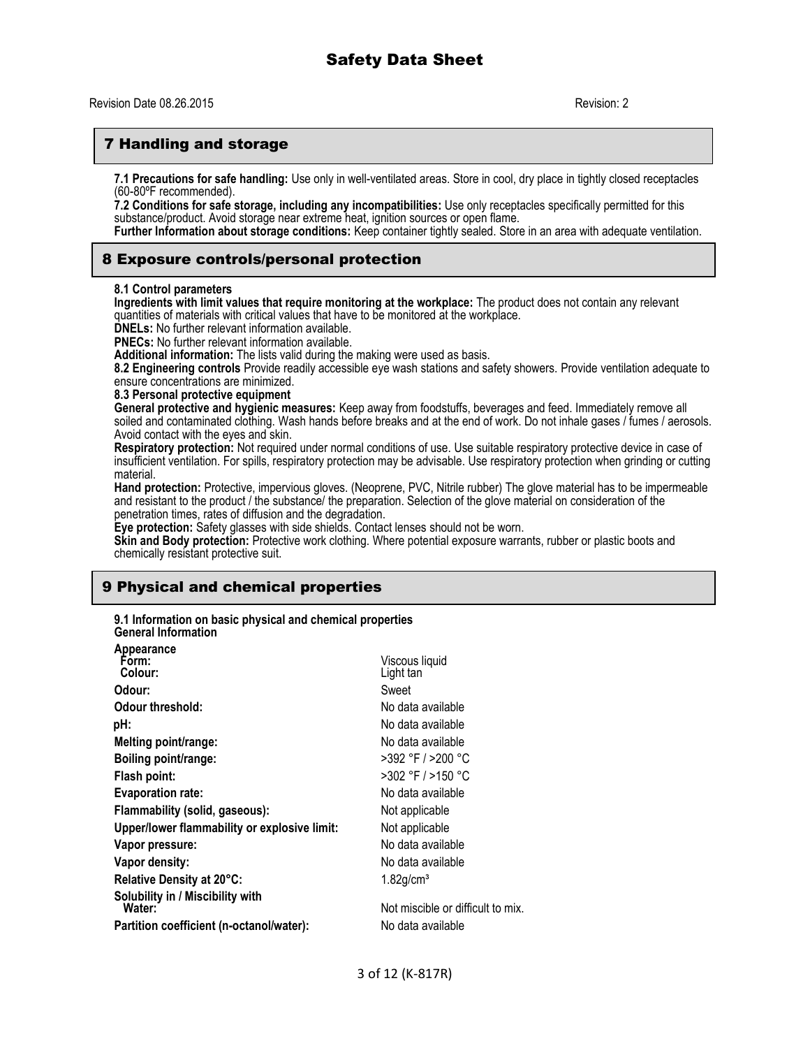## 7 Handling and storage

**7.1 Precautions for safe handling:** Use only in well-ventilated areas. Store in cool, dry place in tightly closed receptacles (60-80ºF recommended).

**7.2 Conditions for safe storage, including any incompatibilities:** Use only receptacles specifically permitted for this substance/product. Avoid storage near extreme heat, ignition sources or open flame.

**Further Information about storage conditions:** Keep container tightly sealed. Store in an area with adequate ventilation.

## 8 Exposure controls/personal protection

**8.1 Control parameters**

**Ingredients with limit values that require monitoring at the workplace:** The product does not contain any relevant quantities of materials with critical values that have to be monitored at the workplace.

**DNELs:** No further relevant information available.

**PNECs:** No further relevant information available.

**Additional information:** The lists valid during the making were used as basis.

**8.2 Engineering controls** Provide readily accessible eye wash stations and safety showers. Provide ventilation adequate to ensure concentrations are minimized.

**8.3 Personal protective equipment**

**General protective and hygienic measures:** Keep away from foodstuffs, beverages and feed. Immediately remove all soiled and contaminated clothing. Wash hands before breaks and at the end of work. Do not inhale gases / fumes / aerosols. Avoid contact with the eyes and skin.

**Respiratory protection:** Not required under normal conditions of use. Use suitable respiratory protective device in case of insufficient ventilation. For spills, respiratory protection may be advisable. Use respiratory protection when grinding or cutting material.

**Hand protection:** Protective, impervious gloves. (Neoprene, PVC, Nitrile rubber) The glove material has to be impermeable and resistant to the product / the substance/ the preparation. Selection of the glove material on consideration of the penetration times, rates of diffusion and the degradation.

**Eye protection:** Safety glasses with side shields. Contact lenses should not be worn.

**Skin and Body protection:** Protective work clothing. Where potential exposure warrants, rubber or plastic boots and chemically resistant protective suit.

## 9 Physical and chemical properties

**9.1 Information on basic physical and chemical properties**
**General Information**

| | |
|---|---|
| **Appearance** | |
| **Form:** | Viscous liquid |
| **Colour:** | Light tan |
| **Odour:** | Sweet |
| **Odour threshold:** | No data available |
| **pH:** | No data available |
| **Melting point/range:** | No data available |
| **Boiling point/range:** | >392 °F / >200 °C |
| **Flash point:** | >302 °F / >150 °C |
| **Evaporation rate:** | No data available |
| **Flammability (solid, gaseous):** | Not applicable |
| **Upper/lower flammability or explosive limit:** | Not applicable |
| **Vapor pressure:** | No data available |
| **Vapor density:** | No data available |
| **Relative Density at 20°C:** | 1.82g/cm³ |
| **Solubility in / Miscibility with Water:** | Not miscible or difficult to mix. |
| **Partition coefficient (n-octanol/water):** | No data available |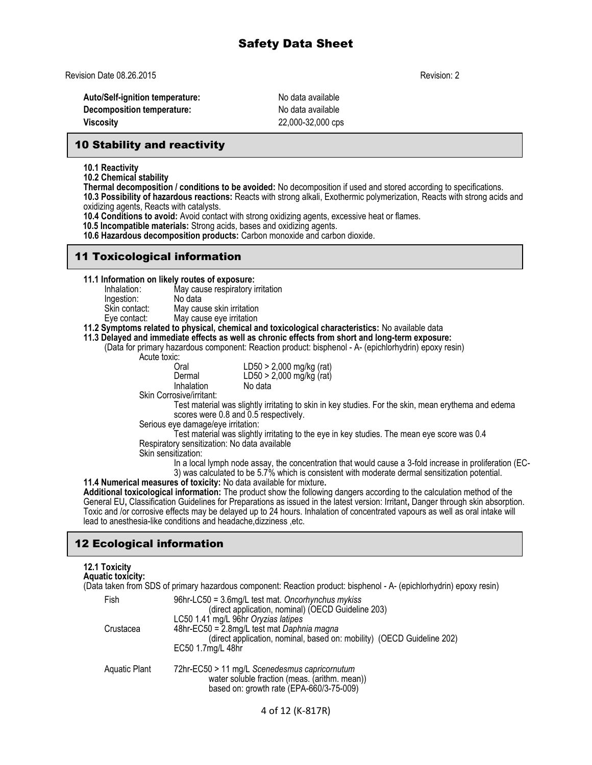| | |
|---|---|
| **Auto/Self-ignition temperature:** | No data available |
| **Decomposition temperature:** | No data available |
| **Viscosity** | 22,000-32,000 cps |

## 10 Stability and reactivity

**10.1 Reactivity**

**10.2 Chemical stability**

**Thermal decomposition / conditions to be avoided:** No decomposition if used and stored according to specifications.

**10.3 Possibility of hazardous reactions:** Reacts with strong alkali, Exothermic polymerization, Reacts with strong acids and oxidizing agents, Reacts with catalysts.

**10.4 Conditions to avoid:** Avoid contact with strong oxidizing agents, excessive heat or flames.

**10.5 Incompatible materials:** Strong acids, bases and oxidizing agents.

**10.6 Hazardous decomposition products:** Carbon monoxide and carbon dioxide.

## 11 Toxicological information

**11.1 Information on likely routes of exposure:**

| | |
|---|---|
| Inhalation: | May cause respiratory irritation |
| Ingestion: | No data |
| Skin contact: | May cause skin irritation |
| Eye contact: | May cause eye irritation |

**11.2 Symptoms related to physical, chemical and toxicological characteristics:** No available data

**11.3 Delayed and immediate effects as well as chronic effects from short and long-term exposure:**

(Data for primary hazardous component: Reaction product: bisphenol - A- (epichlorhydrin) epoxy resin)

Acute toxic:

| | |
|---|---|
| Oral | LD50 > 2,000 mg/kg (rat) |
| Dermal | LD50 > 2,000 mg/kg (rat) |
| Inhalation | No data |

Skin Corrosive/irritant:

Test material was slightly irritating to skin in key studies. For the skin, mean erythema and edema scores were 0.8 and 0.5 respectively.

Serious eye damage/eye irritation:

Test material was slightly irritating to the eye in key studies. The mean eye score was 0.4

Respiratory sensitization: No data available

Skin sensitization:

In a local lymph node assay, the concentration that would cause a 3-fold increase in proliferation (EC-3) was calculated to be 5.7% which is consistent with moderate dermal sensitization potential.

**11.4 Numerical measures of toxicity:** No data available for mixture**.**

**Additional toxicological information:** The product show the following dangers according to the calculation method of the General EU**,** Classification Guidelines for Preparations as issued in the latest version: Irritant**,** Danger through skin absorption. Toxic and /or corrosive effects may be delayed up to 24 hours. Inhalation of concentrated vapours as well as oral intake will lead to anesthesia-like conditions and headache,dizziness ,etc.

## 12 Ecological information

**12.1 Toxicity**

**Aquatic toxicity:**

(Data taken from SDS of primary hazardous component: Reaction product: bisphenol - A- (epichlorhydrin) epoxy resin)

| | |
|---|---|
| Fish | 96hr-LC50 = 3.6mg/L test mat. *Oncorhynchus mykiss* (direct application, nominal) (OECD Guideline 203)<br>LC50 1.41 mg/L 96hr *Oryzias latipes* |
| Crustacea | 48hr-EC50 = 2.8mg/L test mat *Daphnia magna* (direct application, nominal, based on: mobility) (OECD Guideline 202)<br>EC50 1.7mg/L 48hr |
| Aquatic Plant | 72hr-EC50 > 11 mg/L *Scenedesmus capricornutum* water soluble fraction (meas. (arithm. mean)) based on: growth rate (EPA-660/3-75-009) |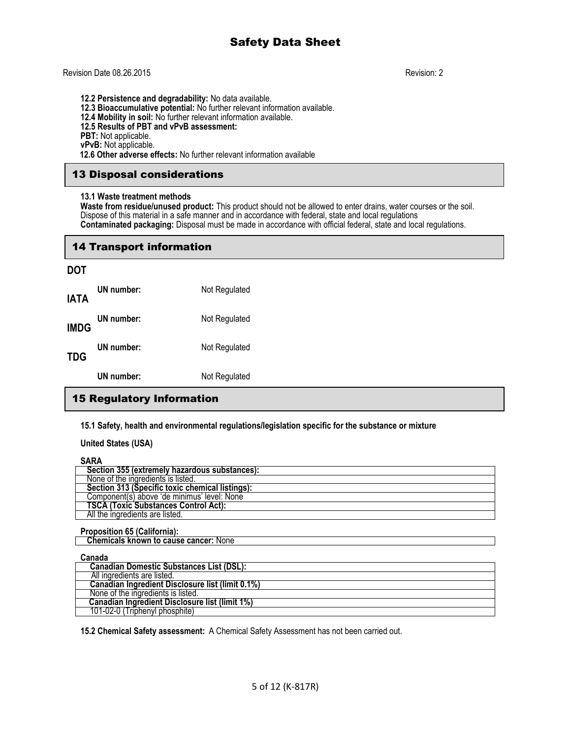**12.2 Persistence and degradability:** No data available.
**12.3 Bioaccumulative potential:** No further relevant information available.
**12.4 Mobility in soil:** No further relevant information available.
**12.5 Results of PBT and vPvB assessment:**
**PBT:** Not applicable.
**vPvB:** Not applicable.
**12.6 Other adverse effects:** No further relevant information available

## 13 Disposal considerations

**13.1 Waste treatment methods**
**Waste from residue/unused product:** This product should not be allowed to enter drains, water courses or the soil. Dispose of this material in a safe manner and in accordance with federal, state and local regulations
**Contaminated packaging:** Disposal must be made in accordance with official federal, state and local regulations.

## 14 Transport information

**DOT**

**UN number:** Not Regulated

**IATA**

**UN number:** Not Regulated

**IMDG**

**UN number:** Not Regulated

**TDG**

**UN number:** Not Regulated

## 15 Regulatory Information

**15.1 Safety, health and environmental regulations/legislation specific for the substance or mixture**

**United States (USA)**

**SARA**

| **Section 355 (extremely hazardous substances):** |
|---|
| None of the ingredients is listed. |
| **Section 313 (Specific toxic chemical listings):** |
| Component(s) above 'de minimus' level: None |
| **TSCA (Toxic Substances Control Act):** |
| All the ingredients are listed. |

**Proposition 65 (California):**

| **Chemicals known to cause cancer:** None |
|---|

**Canada**

| **Canadian Domestic Substances List (DSL):** |
|---|
| All ingredients are listed. |
| **Canadian Ingredient Disclosure list (limit 0.1%)** |
| None of the ingredients is listed. |
| **Canadian Ingredient Disclosure list (limit 1%)** |
| 101-02-0 (Triphenyl phosphite) |

**15.2 Chemical Safety assessment:** A Chemical Safety Assessment has not been carried out.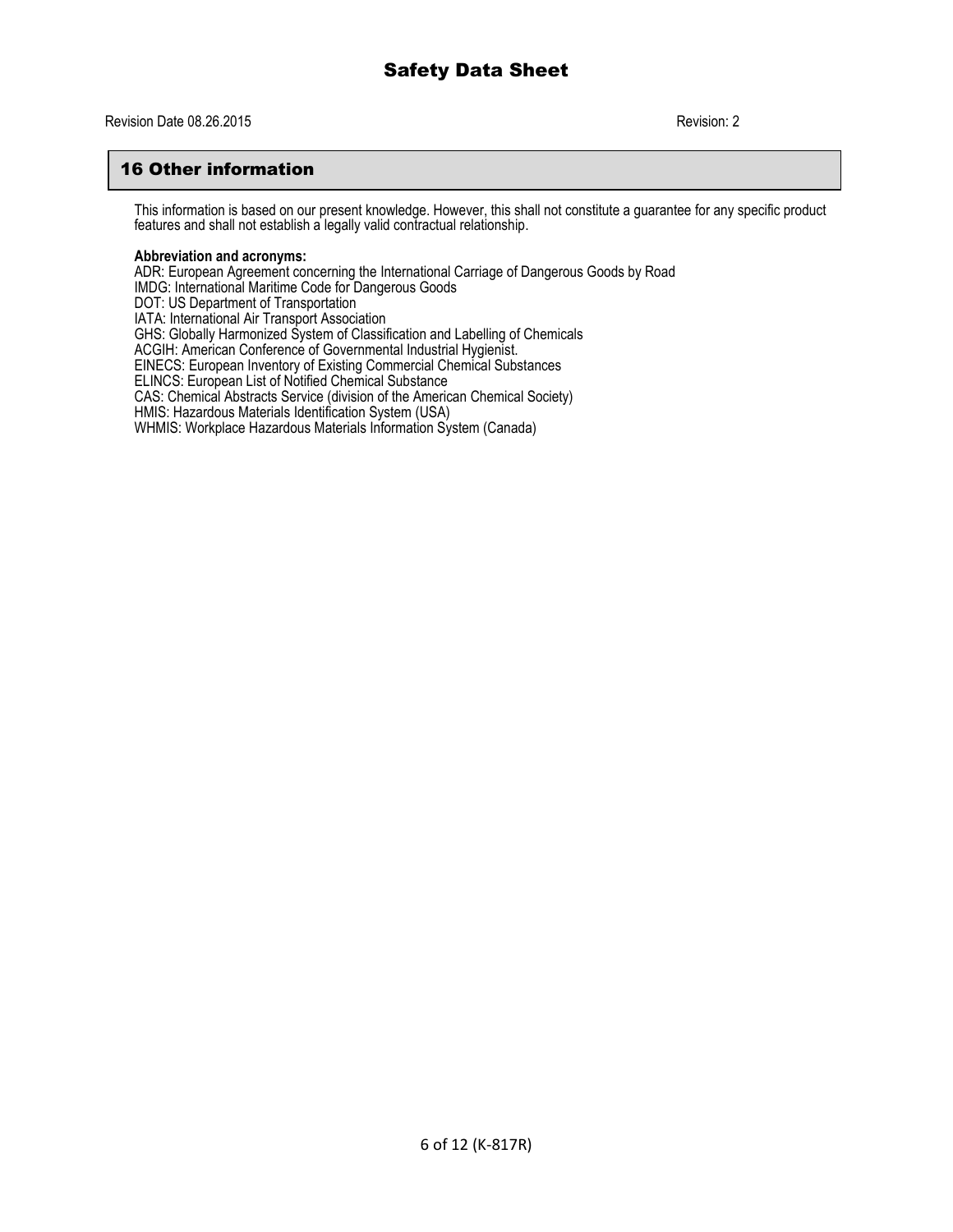## 16 Other information

This information is based on our present knowledge. However, this shall not constitute a guarantee for any specific product features and shall not establish a legally valid contractual relationship.

**Abbreviation and acronyms:**
ADR: European Agreement concerning the International Carriage of Dangerous Goods by Road
IMDG: International Maritime Code for Dangerous Goods
DOT: US Department of Transportation
IATA: International Air Transport Association
GHS: Globally Harmonized System of Classification and Labelling of Chemicals
ACGIH: American Conference of Governmental Industrial Hygienist.
EINECS: European Inventory of Existing Commercial Chemical Substances
ELINCS: European List of Notified Chemical Substance
CAS: Chemical Abstracts Service (division of the American Chemical Society)
HMIS: Hazardous Materials Identification System (USA)
WHMIS: Workplace Hazardous Materials Information System (Canada)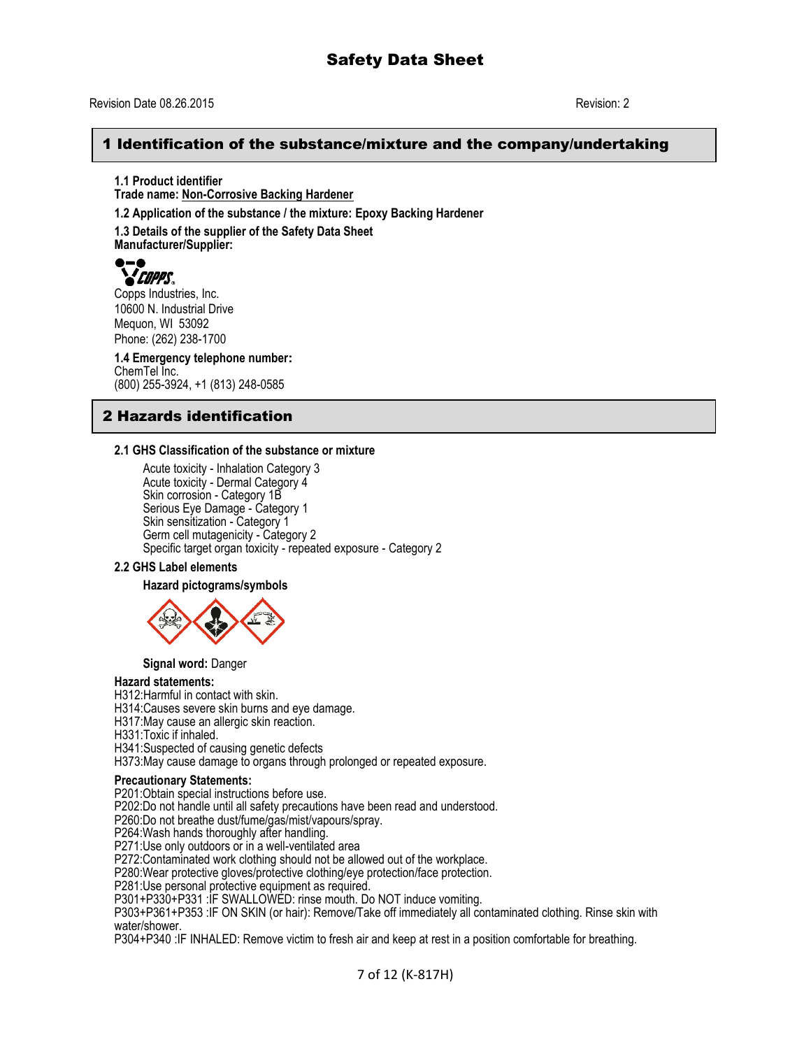# Safety Data Sheet

Revision Date 08.26.2015 Revision: 2

## 1 Identification of the substance/mixture and the company/undertaking

**1.1 Product identifier**
**Trade name: Non-Corrosive Backing Hardener**

**1.2 Application of the substance / the mixture: Epoxy Backing Hardener**

**1.3 Details of the supplier of the Safety Data Sheet**
**Manufacturer/Supplier:**

Copps Industries, Inc.
10600 N. Industrial Drive
Mequon, WI 53092
Phone: (262) 238-1700

**1.4 Emergency telephone number:**
ChemTel Inc.
(800) 255-3924, +1 (813) 248-0585

## 2 Hazards identification

**2.1 GHS Classification of the substance or mixture**

Acute toxicity - Inhalation Category 3
Acute toxicity - Dermal Category 4
Skin corrosion - Category 1B
Serious Eye Damage - Category 1
Skin sensitization - Category 1
Germ cell mutagenicity - Category 2
Specific target organ toxicity - repeated exposure - Category 2

**2.2 GHS Label elements**

**Hazard pictograms/symbols**

**Signal word:** Danger

**Hazard statements:**
H312:Harmful in contact with skin.
H314:Causes severe skin burns and eye damage.
H317:May cause an allergic skin reaction.
H331:Toxic if inhaled.
H341:Suspected of causing genetic defects
H373:May cause damage to organs through prolonged or repeated exposure.

**Precautionary Statements:**
P201:Obtain special instructions before use.
P202:Do not handle until all safety precautions have been read and understood.
P260:Do not breathe dust/fume/gas/mist/vapours/spray.
P264:Wash hands thoroughly after handling.
P271:Use only outdoors or in a well-ventilated area
P272:Contaminated work clothing should not be allowed out of the workplace.
P280:Wear protective gloves/protective clothing/eye protection/face protection.
P281:Use personal protective equipment as required.
P301+P330+P331 :IF SWALLOWED: rinse mouth. Do NOT induce vomiting.
P303+P361+P353 :IF ON SKIN (or hair): Remove/Take off immediately all contaminated clothing. Rinse skin with water/shower.
P304+P340 :IF INHALED: Remove victim to fresh air and keep at rest in a position comfortable for breathing.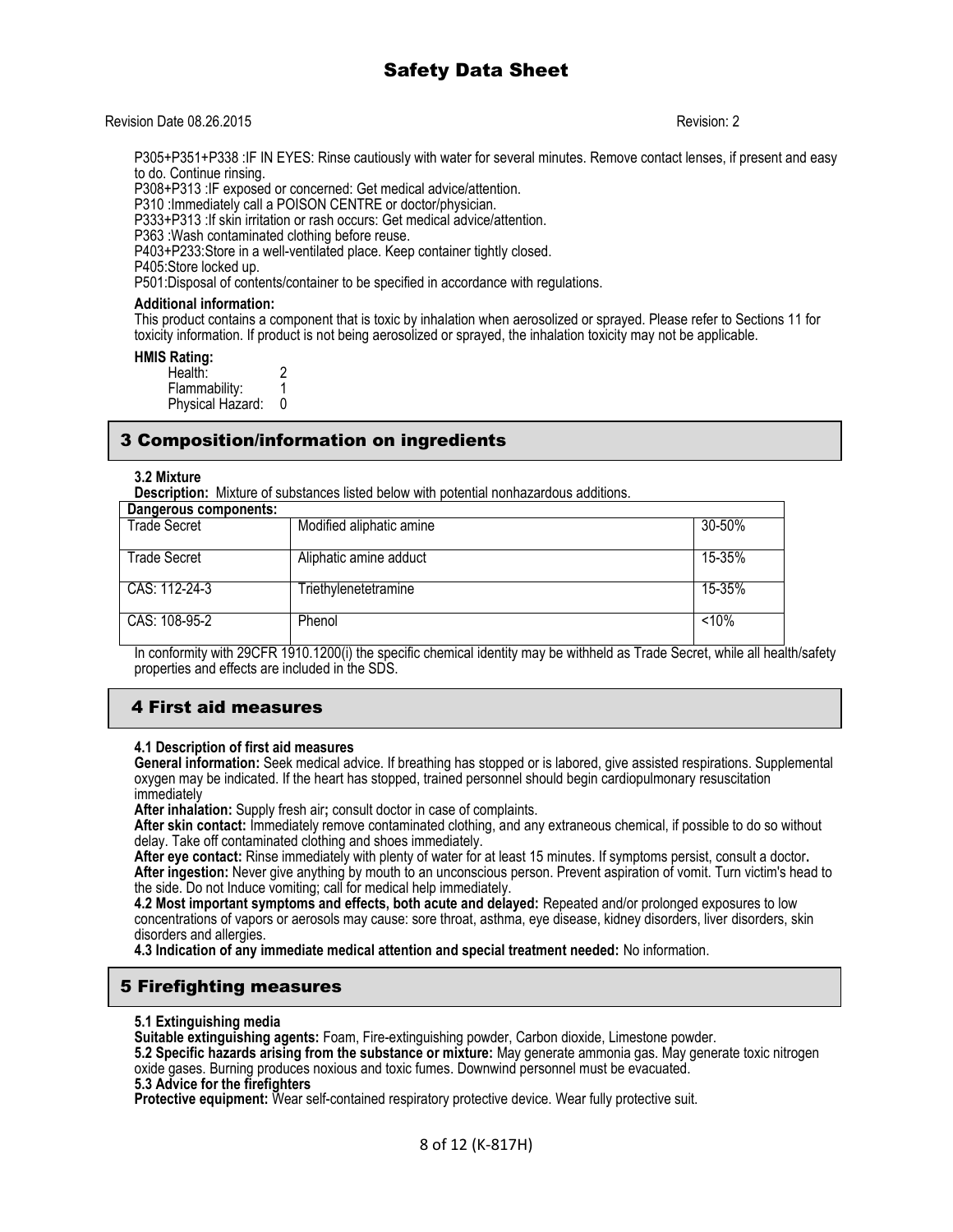P305+P351+P338 :IF IN EYES: Rinse cautiously with water for several minutes. Remove contact lenses, if present and easy to do. Continue rinsing.
P308+P313 :IF exposed or concerned: Get medical advice/attention.
P310 :Immediately call a POISON CENTRE or doctor/physician.
P333+P313 :If skin irritation or rash occurs: Get medical advice/attention.
P363 :Wash contaminated clothing before reuse.
P403+P233:Store in a well-ventilated place. Keep container tightly closed.
P405:Store locked up.
P501:Disposal of contents/container to be specified in accordance with regulations.

**Additional information:**
This product contains a component that is toxic by inhalation when aerosolized or sprayed. Please refer to Sections 11 for toxicity information. If product is not being aerosolized or sprayed, the inhalation toxicity may not be applicable.

**HMIS Rating:**
Health: 2
Flammability: 1
Physical Hazard: 0

## 3 Composition/information on ingredients

**3.2 Mixture**
**Description:** Mixture of substances listed below with potential nonhazardous additions.

| Dangerous components: | | |
|---|---|---|
| Trade Secret | Modified aliphatic amine | 30-50% |
| Trade Secret | Aliphatic amine adduct | 15-35% |
| CAS: 112-24-3 | Triethylenetetramine | 15-35% |
| CAS: 108-95-2 | Phenol | <10% |

In conformity with 29CFR 1910.1200(i) the specific chemical identity may be withheld as Trade Secret, while all health/safety properties and effects are included in the SDS.

## 4 First aid measures

**4.1 Description of first aid measures**
**General information:** Seek medical advice. If breathing has stopped or is labored, give assisted respirations. Supplemental oxygen may be indicated. If the heart has stopped, trained personnel should begin cardiopulmonary resuscitation immediately
**After inhalation:** Supply fresh air**;** consult doctor in case of complaints.
**After skin contact:** Immediately remove contaminated clothing, and any extraneous chemical, if possible to do so without delay. Take off contaminated clothing and shoes immediately.
**After eye contact:** Rinse immediately with plenty of water for at least 15 minutes. If symptoms persist, consult a doctor**.**
**After ingestion:** Never give anything by mouth to an unconscious person. Prevent aspiration of vomit. Turn victim's head to the side. Do not Induce vomiting; call for medical help immediately.
**4.2 Most important symptoms and effects, both acute and delayed:** Repeated and/or prolonged exposures to low concentrations of vapors or aerosols may cause: sore throat, asthma, eye disease, kidney disorders, liver disorders, skin disorders and allergies.
**4.3 Indication of any immediate medical attention and special treatment needed:** No information.

## 5 Firefighting measures

**5.1 Extinguishing media**
**Suitable extinguishing agents:** Foam, Fire-extinguishing powder, Carbon dioxide, Limestone powder.
**5.2 Specific hazards arising from the substance or mixture:** May generate ammonia gas. May generate toxic nitrogen oxide gases. Burning produces noxious and toxic fumes. Downwind personnel must be evacuated.
**5.3 Advice for the firefighters**
**Protective equipment:** Wear self-contained respiratory protective device. Wear fully protective suit.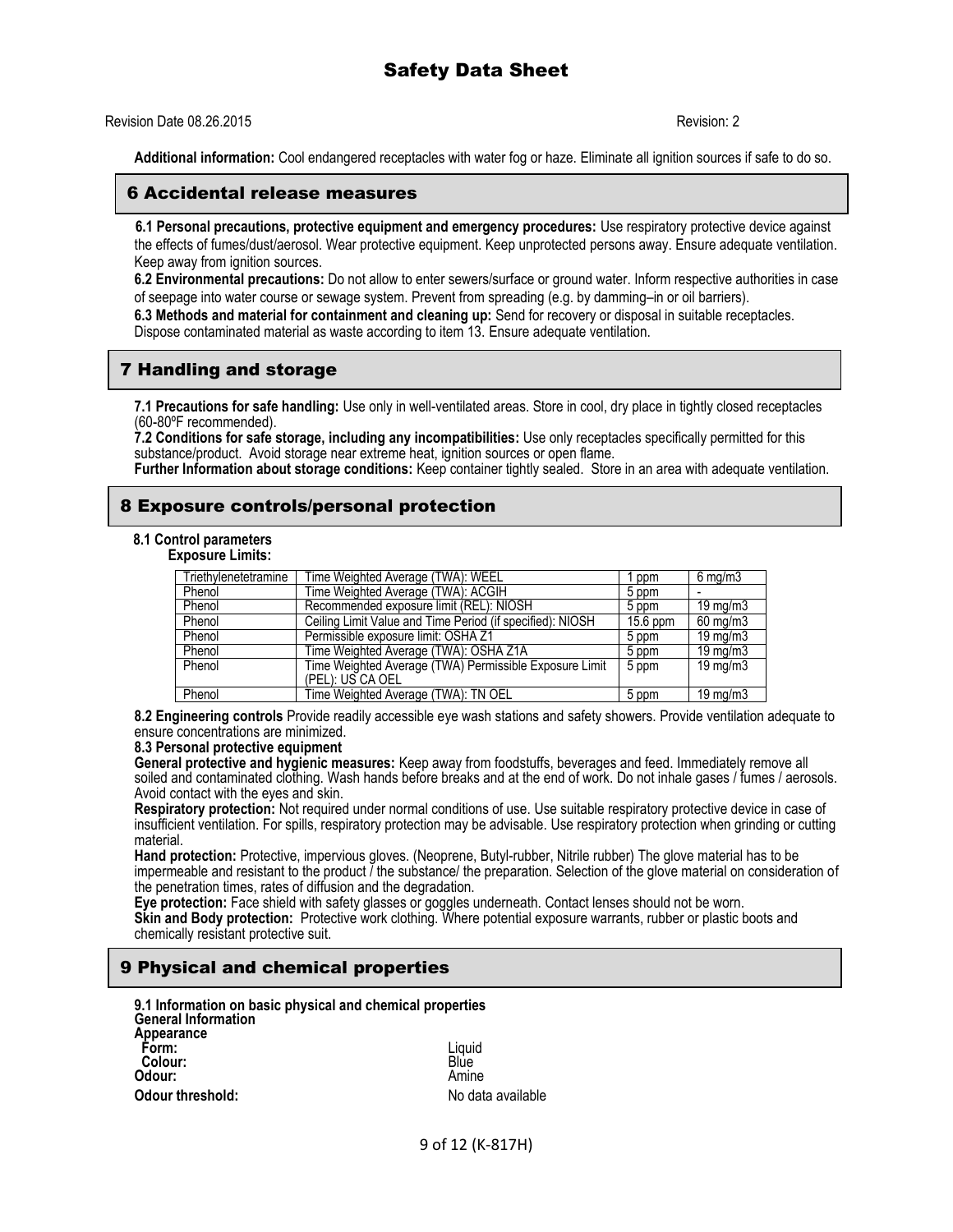**Additional information:** Cool endangered receptacles with water fog or haze. Eliminate all ignition sources if safe to do so.

## 6 Accidental release measures

**6.1 Personal precautions, protective equipment and emergency procedures:** Use respiratory protective device against the effects of fumes/dust/aerosol. Wear protective equipment. Keep unprotected persons away. Ensure adequate ventilation. Keep away from ignition sources.

**6.2 Environmental precautions:** Do not allow to enter sewers/surface or ground water. Inform respective authorities in case of seepage into water course or sewage system. Prevent from spreading (e.g. by damming–in or oil barriers).

**6.3 Methods and material for containment and cleaning up:** Send for recovery or disposal in suitable receptacles. Dispose contaminated material as waste according to item 13. Ensure adequate ventilation.

## 7 Handling and storage

**7.1 Precautions for safe handling:** Use only in well-ventilated areas. Store in cool, dry place in tightly closed receptacles (60-80ºF recommended).

**7.2 Conditions for safe storage, including any incompatibilities:** Use only receptacles specifically permitted for this substance/product. Avoid storage near extreme heat, ignition sources or open flame.

**Further Information about storage conditions:** Keep container tightly sealed. Store in an area with adequate ventilation.

## 8 Exposure controls/personal protection

**8.1 Control parameters**

**Exposure Limits:**

| Triethylenetetramine | Time Weighted Average (TWA): WEEL | 1 ppm | 6 mg/m3 |
|---|---|---|---|
| Phenol | Time Weighted Average (TWA): ACGIH | 5 ppm | - |
| Phenol | Recommended exposure limit (REL): NIOSH | 5 ppm | 19 mg/m3 |
| Phenol | Ceiling Limit Value and Time Period (if specified): NIOSH | 15.6 ppm | 60 mg/m3 |
| Phenol | Permissible exposure limit: OSHA Z1 | 5 ppm | 19 mg/m3 |
| Phenol | Time Weighted Average (TWA): OSHA Z1A | 5 ppm | 19 mg/m3 |
| Phenol | Time Weighted Average (TWA) Permissible Exposure Limit (PEL): US CA OEL | 5 ppm | 19 mg/m3 |
| Phenol | Time Weighted Average (TWA): TN OEL | 5 ppm | 19 mg/m3 |

**8.2 Engineering controls** Provide readily accessible eye wash stations and safety showers. Provide ventilation adequate to ensure concentrations are minimized.

**8.3 Personal protective equipment**

**General protective and hygienic measures:** Keep away from foodstuffs, beverages and feed. Immediately remove all soiled and contaminated clothing. Wash hands before breaks and at the end of work. Do not inhale gases / fumes / aerosols. Avoid contact with the eyes and skin.

**Respiratory protection:** Not required under normal conditions of use. Use suitable respiratory protective device in case of insufficient ventilation. For spills, respiratory protection may be advisable. Use respiratory protection when grinding or cutting material.

**Hand protection:** Protective, impervious gloves. (Neoprene, Butyl-rubber, Nitrile rubber) The glove material has to be impermeable and resistant to the product / the substance/ the preparation. Selection of the glove material on consideration of the penetration times, rates of diffusion and the degradation.

**Eye protection:** Face shield with safety glasses or goggles underneath. Contact lenses should not be worn.

**Skin and Body protection:** Protective work clothing. Where potential exposure warrants, rubber or plastic boots and chemically resistant protective suit.

## 9 Physical and chemical properties

**9.1 Information on basic physical and chemical properties**

**General Information**

**Appearance**

- **Form:** Liquid
- **Colour:** Blue

**Odour:** Amine

**Odour threshold:** No data available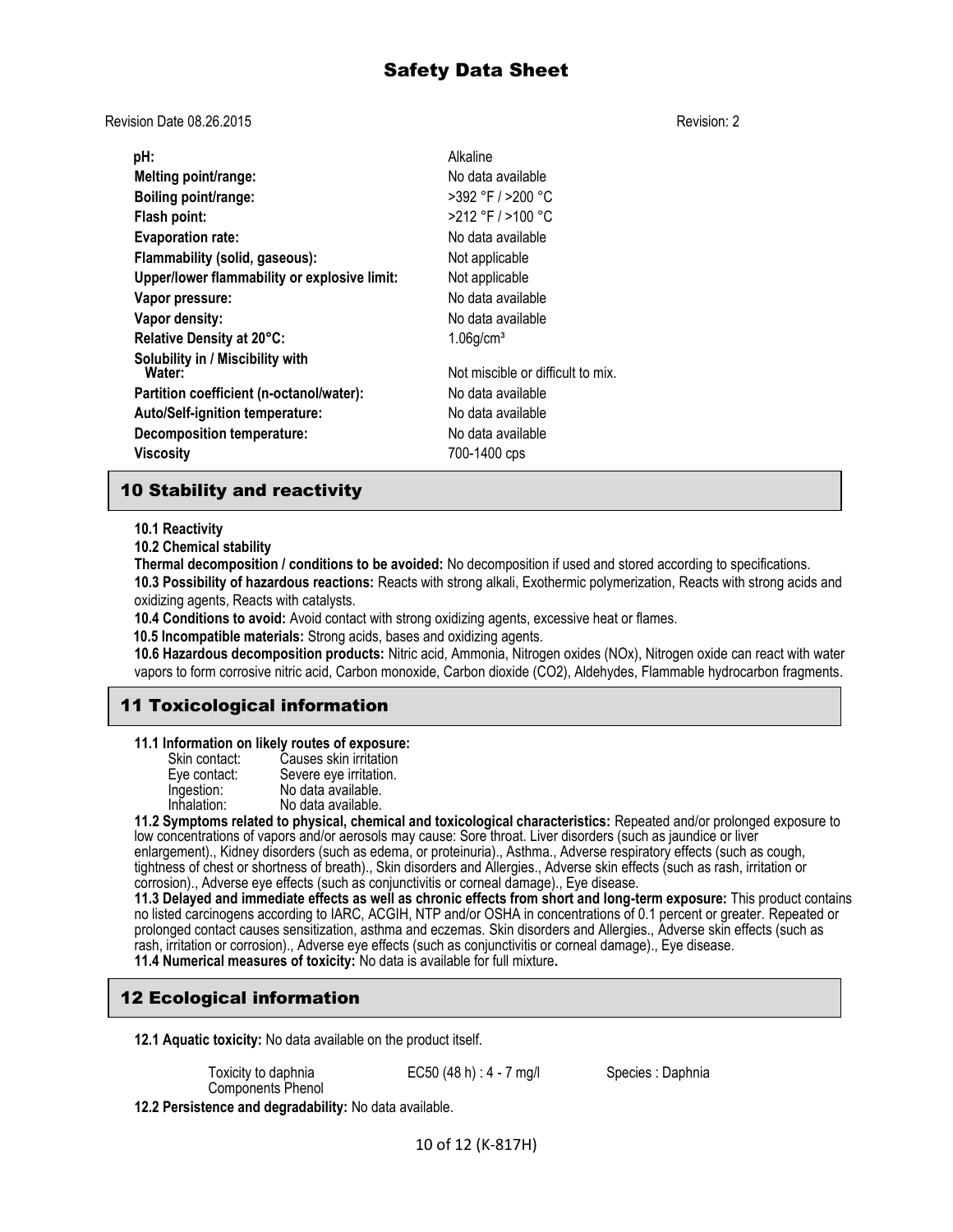| | |
|---|---|
| **pH:** | Alkaline |
| **Melting point/range:** | No data available |
| **Boiling point/range:** | >392 °F / >200 °C |
| **Flash point:** | >212 °F / >100 °C |
| **Evaporation rate:** | No data available |
| **Flammability (solid, gaseous):** | Not applicable |
| **Upper/lower flammability or explosive limit:** | Not applicable |
| **Vapor pressure:** | No data available |
| **Vapor density:** | No data available |
| **Relative Density at 20°C:** | $1.06 g/cm^3$ |
| **Solubility in / Miscibility with Water:** | Not miscible or difficult to mix. |
| **Partition coefficient (n-octanol/water):** | No data available |
| **Auto/Self-ignition temperature:** | No data available |
| **Decomposition temperature:** | No data available |
| **Viscosity** | 700-1400 cps |

## 10 Stability and reactivity

**10.1 Reactivity**

**10.2 Chemical stability**

**Thermal decomposition / conditions to be avoided:** No decomposition if used and stored according to specifications.

**10.3 Possibility of hazardous reactions:** Reacts with strong alkali, Exothermic polymerization, Reacts with strong acids and oxidizing agents, Reacts with catalysts.

**10.4 Conditions to avoid:** Avoid contact with strong oxidizing agents, excessive heat or flames.

**10.5 Incompatible materials:** Strong acids, bases and oxidizing agents.

**10.6 Hazardous decomposition products:** Nitric acid, Ammonia, Nitrogen oxides (NOx), Nitrogen oxide can react with water vapors to form corrosive nitric acid, Carbon monoxide, Carbon dioxide ($CO_2$), Aldehydes, Flammable hydrocarbon fragments.

## 11 Toxicological information

**11.1 Information on likely routes of exposure:**

| | |
|---|---|
| Skin contact: | Causes skin irritation |
| Eye contact: | Severe eye irritation. |
| Ingestion: | No data available. |
| Inhalation: | No data available. |

**11.2 Symptoms related to physical, chemical and toxicological characteristics:** Repeated and/or prolonged exposure to low concentrations of vapors and/or aerosols may cause: Sore throat. Liver disorders (such as jaundice or liver enlargement)., Kidney disorders (such as edema, or proteinuria)., Asthma., Adverse respiratory effects (such as cough, tightness of chest or shortness of breath)., Skin disorders and Allergies., Adverse skin effects (such as rash, irritation or corrosion)., Adverse eye effects (such as conjunctivitis or corneal damage)., Eye disease.

**11.3 Delayed and immediate effects as well as chronic effects from short and long-term exposure:** This product contains no listed carcinogens according to IARC, ACGIH, NTP and/or OSHA in concentrations of 0.1 percent or greater. Repeated or prolonged contact causes sensitization, asthma and eczemas. Skin disorders and Allergies., Adverse skin effects (such as rash, irritation or corrosion)., Adverse eye effects (such as conjunctivitis or corneal damage)., Eye disease.

**11.4 Numerical measures of toxicity:** No data is available for full mixture**.**

## 12 Ecological information

**12.1 Aquatic toxicity:** No data available on the product itself.

| | | |
|---|---|---|
| Toxicity to daphnia Components Phenol | EC50 (48 h) : 4 - 7 mg/l | Species : Daphnia |

**12.2 Persistence and degradability:** No data available.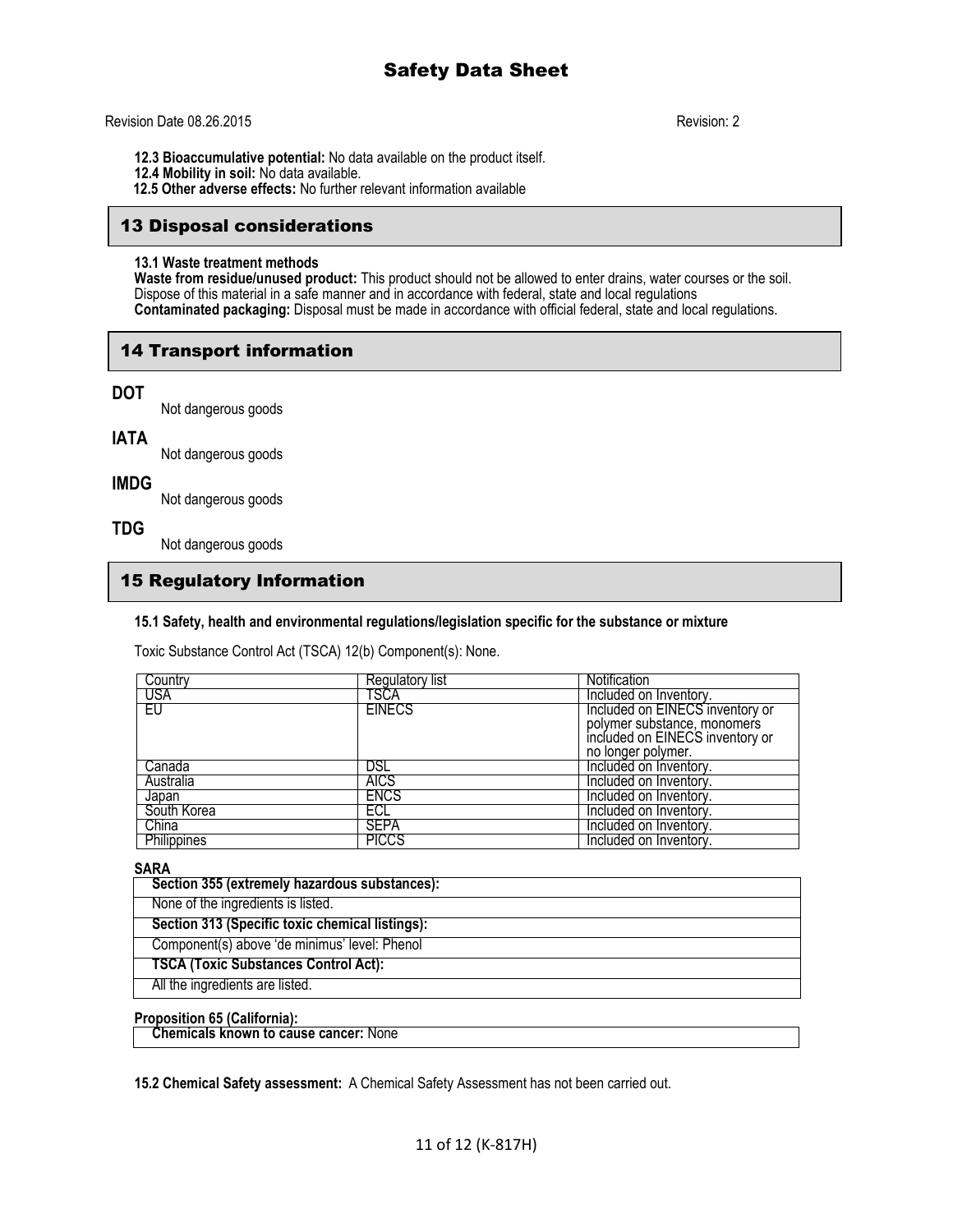**12.3 Bioaccumulative potential:** No data available on the product itself.
**12.4 Mobility in soil:** No data available.
**12.5 Other adverse effects:** No further relevant information available

## 13 Disposal considerations

**13.1 Waste treatment methods**
**Waste from residue/unused product:** This product should not be allowed to enter drains, water courses or the soil. Dispose of this material in a safe manner and in accordance with federal, state and local regulations
**Contaminated packaging:** Disposal must be made in accordance with official federal, state and local regulations.

## 14 Transport information

**DOT**
Not dangerous goods

**IATA**
Not dangerous goods

**IMDG**
Not dangerous goods

**TDG**
Not dangerous goods

## 15 Regulatory Information

**15.1 Safety, health and environmental regulations/legislation specific for the substance or mixture**

Toxic Substance Control Act (TSCA) 12(b) Component(s): None.

| Country | Regulatory list | Notification |
|---|---|---|
| USA | TSCA | Included on Inventory. |
| EU | EINECS | Included on EINECS inventory or polymer substance, monomers included on EINECS inventory or no longer polymer. |
| Canada | DSL | Included on Inventory. |
| Australia | AICS | Included on Inventory. |
| Japan | ENCS | Included on Inventory. |
| South Korea | ECL | Included on Inventory. |
| China | SEPA | Included on Inventory. |
| Philippines | PICCS | Included on Inventory. |

**SARA**

| **Section 355 (extremely hazardous substances):** |
|---|
| None of the ingredients is listed. |
| **Section 313 (Specific toxic chemical listings):** |
| Component(s) above 'de minimus' level: Phenol |
| **TSCA (Toxic Substances Control Act):** |
| All the ingredients are listed. |

**Proposition 65 (California):**

| **Chemicals known to cause cancer:** None |
|---|

**15.2 Chemical Safety assessment:** A Chemical Safety Assessment has not been carried out.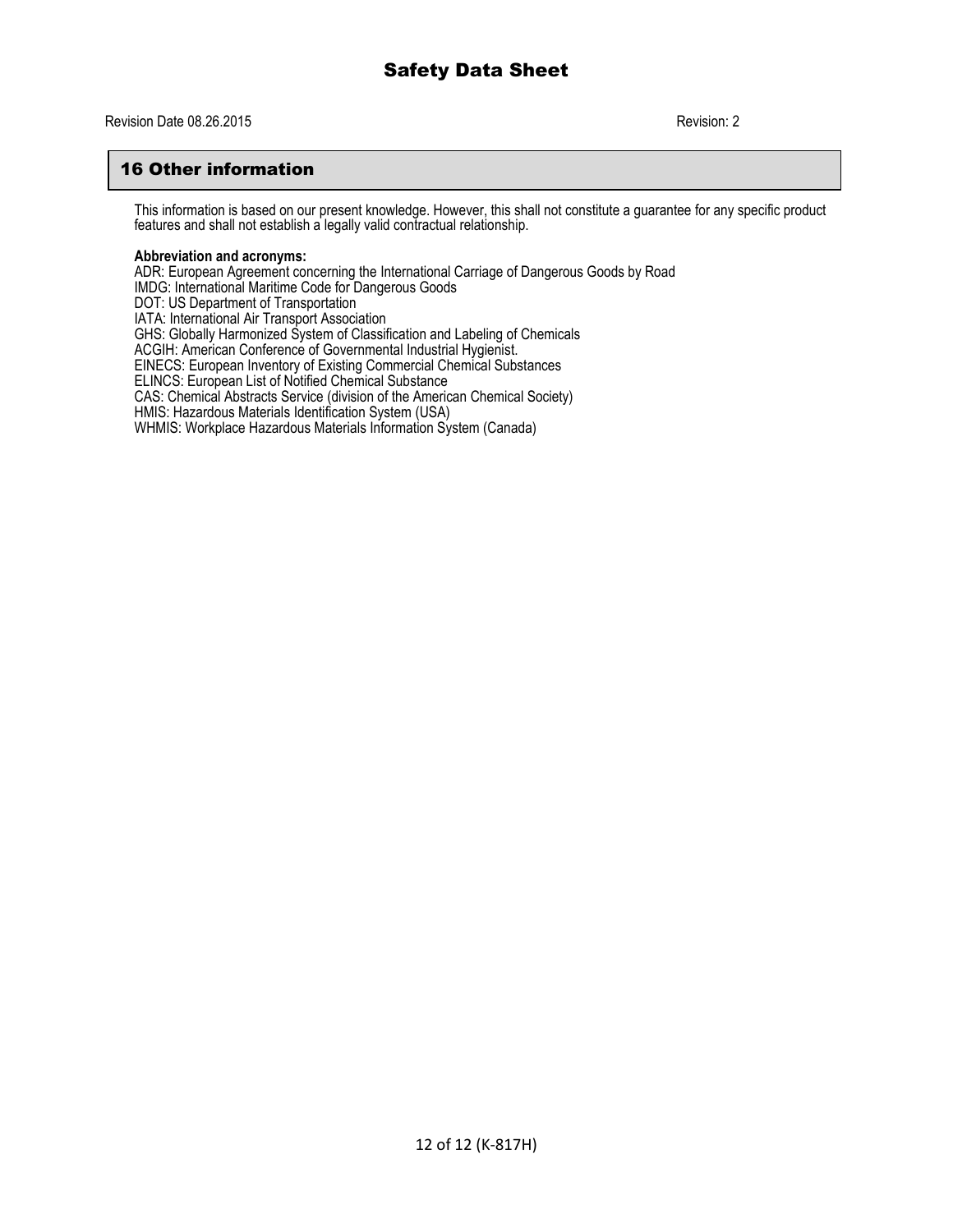## 16 Other information

This information is based on our present knowledge. However, this shall not constitute a guarantee for any specific product features and shall not establish a legally valid contractual relationship.

**Abbreviation and acronyms:**
ADR: European Agreement concerning the International Carriage of Dangerous Goods by Road
IMDG: International Maritime Code for Dangerous Goods
DOT: US Department of Transportation
IATA: International Air Transport Association
GHS: Globally Harmonized System of Classification and Labeling of Chemicals
ACGIH: American Conference of Governmental Industrial Hygienist.
EINECS: European Inventory of Existing Commercial Chemical Substances
ELINCS: European List of Notified Chemical Substance
CAS: Chemical Abstracts Service (division of the American Chemical Society)
HMIS: Hazardous Materials Identification System (USA)
WHMIS: Workplace Hazardous Materials Information System (Canada)